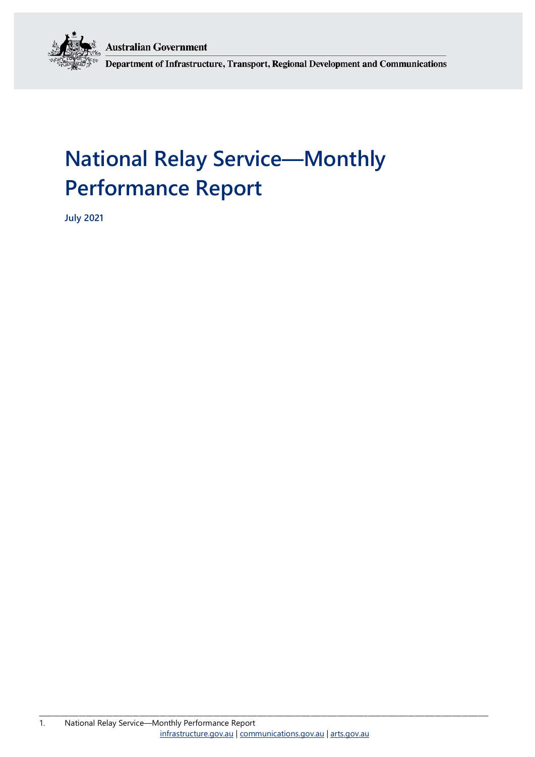Australian Government

Department of Infrastructure, Transport, Regional Development and Communications

# National Relay Service—Monthly Performance Report

**July 2021**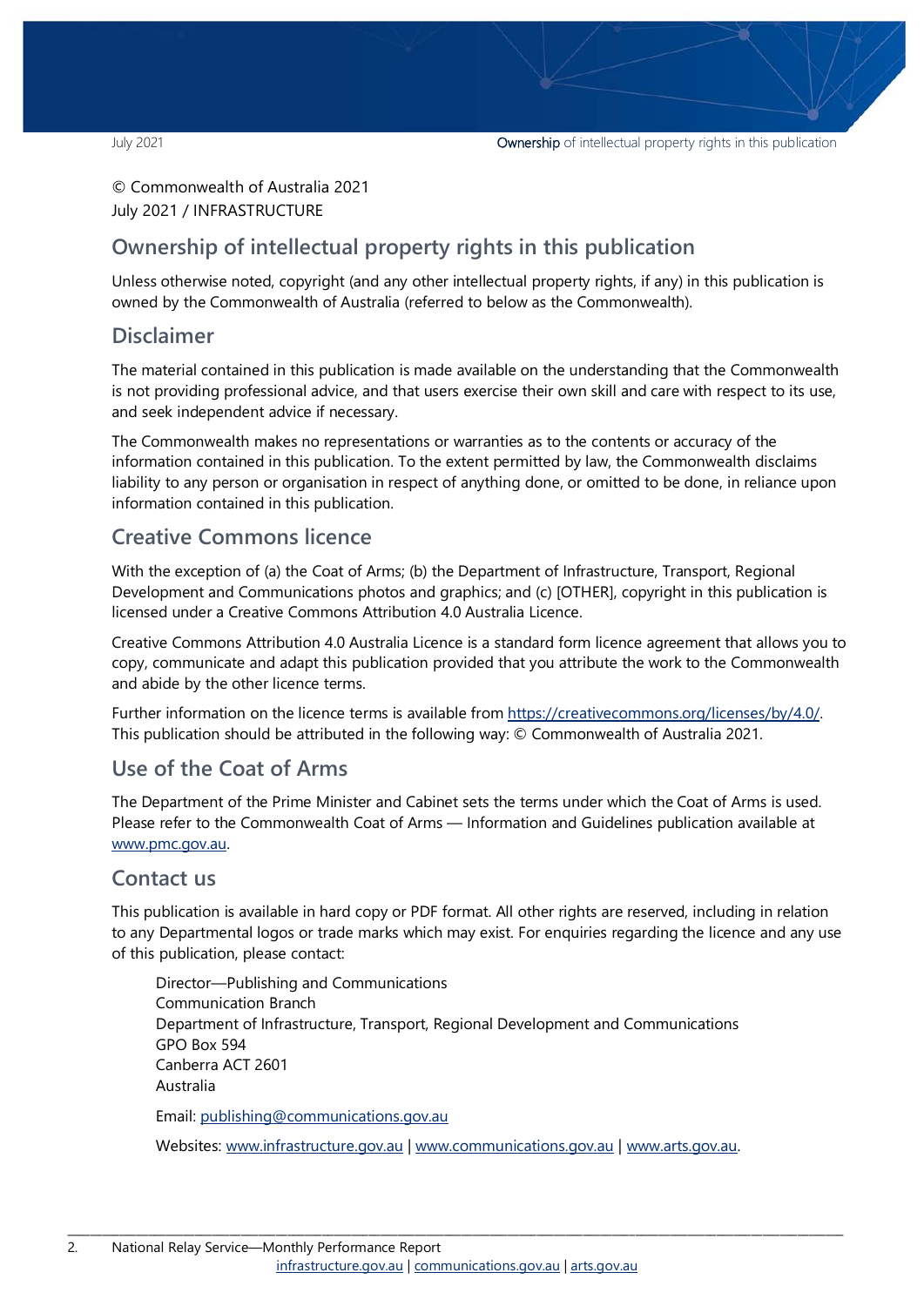© Commonwealth of Australia 2021
July 2021 / INFRASTRUCTURE

## Ownership of intellectual property rights in this publication

Unless otherwise noted, copyright (and any other intellectual property rights, if any) in this publication is owned by the Commonwealth of Australia (referred to below as the Commonwealth).

## Disclaimer

The material contained in this publication is made available on the understanding that the Commonwealth is not providing professional advice, and that users exercise their own skill and care with respect to its use, and seek independent advice if necessary.

The Commonwealth makes no representations or warranties as to the contents or accuracy of the information contained in this publication. To the extent permitted by law, the Commonwealth disclaims liability to any person or organisation in respect of anything done, or omitted to be done, in reliance upon information contained in this publication.

## Creative Commons licence

With the exception of (a) the Coat of Arms; (b) the Department of Infrastructure, Transport, Regional Development and Communications photos and graphics; and (c) [OTHER], copyright in this publication is licensed under a Creative Commons Attribution 4.0 Australia Licence.

Creative Commons Attribution 4.0 Australia Licence is a standard form licence agreement that allows you to copy, communicate and adapt this publication provided that you attribute the work to the Commonwealth and abide by the other licence terms.

Further information on the licence terms is available from https://creativecommons.org/licenses/by/4.0/. This publication should be attributed in the following way: © Commonwealth of Australia 2021.

## Use of the Coat of Arms

The Department of the Prime Minister and Cabinet sets the terms under which the Coat of Arms is used. Please refer to the Commonwealth Coat of Arms — Information and Guidelines publication available at www.pmc.gov.au.

## Contact us

This publication is available in hard copy or PDF format. All other rights are reserved, including in relation to any Departmental logos or trade marks which may exist. For enquiries regarding the licence and any use of this publication, please contact:

Director—Publishing and Communications
Communication Branch
Department of Infrastructure, Transport, Regional Development and Communications
GPO Box 594
Canberra ACT 2601
Australia

Email: publishing@communications.gov.au

Websites: www.infrastructure.gov.au | www.communications.gov.au | www.arts.gov.au.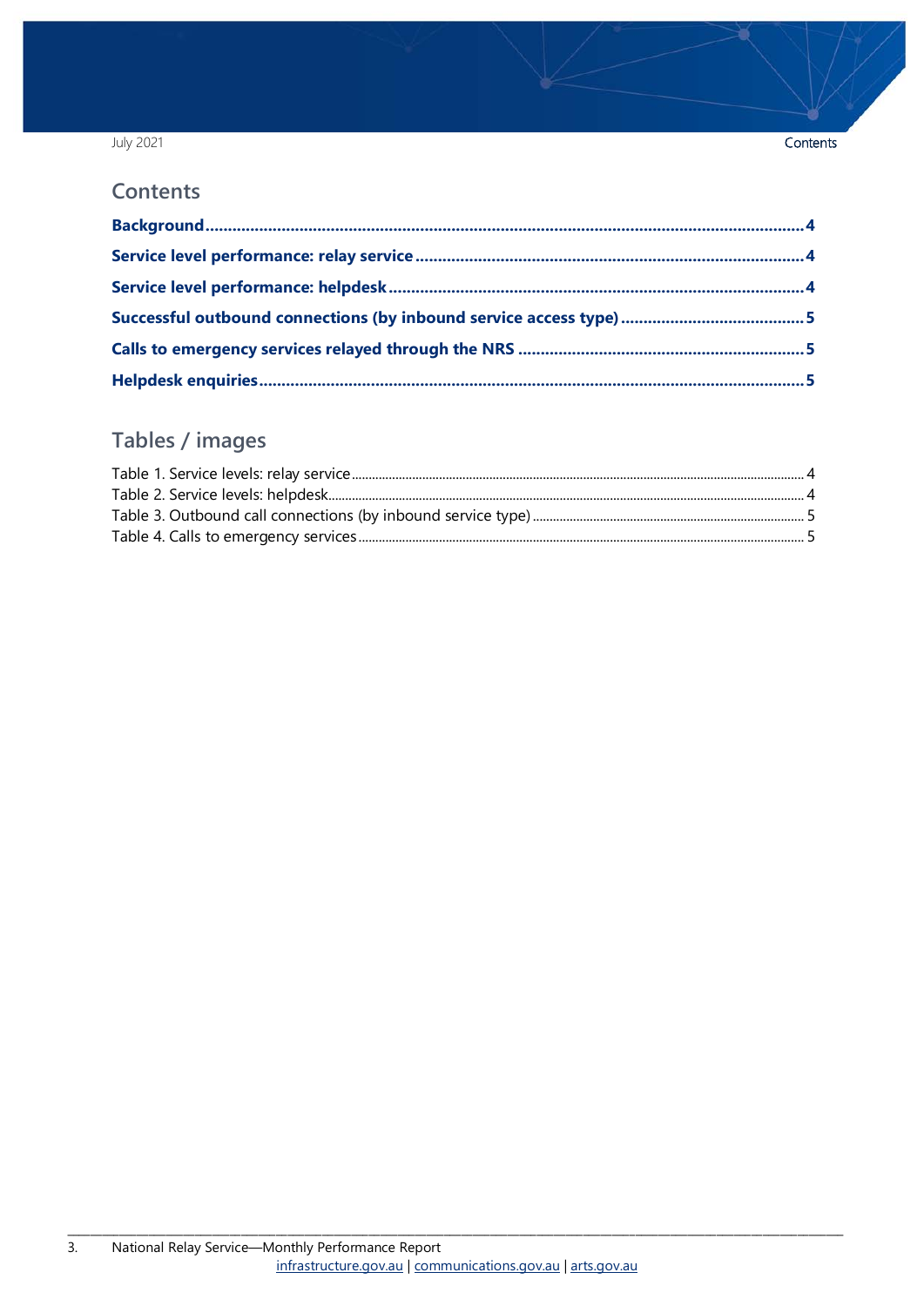## Contents

**Background** ........................................................................................................................ 4

**Service level performance: relay service** ........................................................................ 4

**Service level performance: helpdesk** ............................................................................... 4

**Successful outbound connections (by inbound service access type)** ............................ 5

**Calls to emergency services relayed through the NRS** .................................................. 5

**Helpdesk enquiries** ............................................................................................................ 5

## Tables / images

Table 1. Service levels: relay service ........................................................................................ 4
Table 2. Service levels: helpdesk .............................................................................................. 4
Table 3. Outbound call connections (by inbound service type) ................................................ 5
Table 4. Calls to emergency services ....................................................................................... 5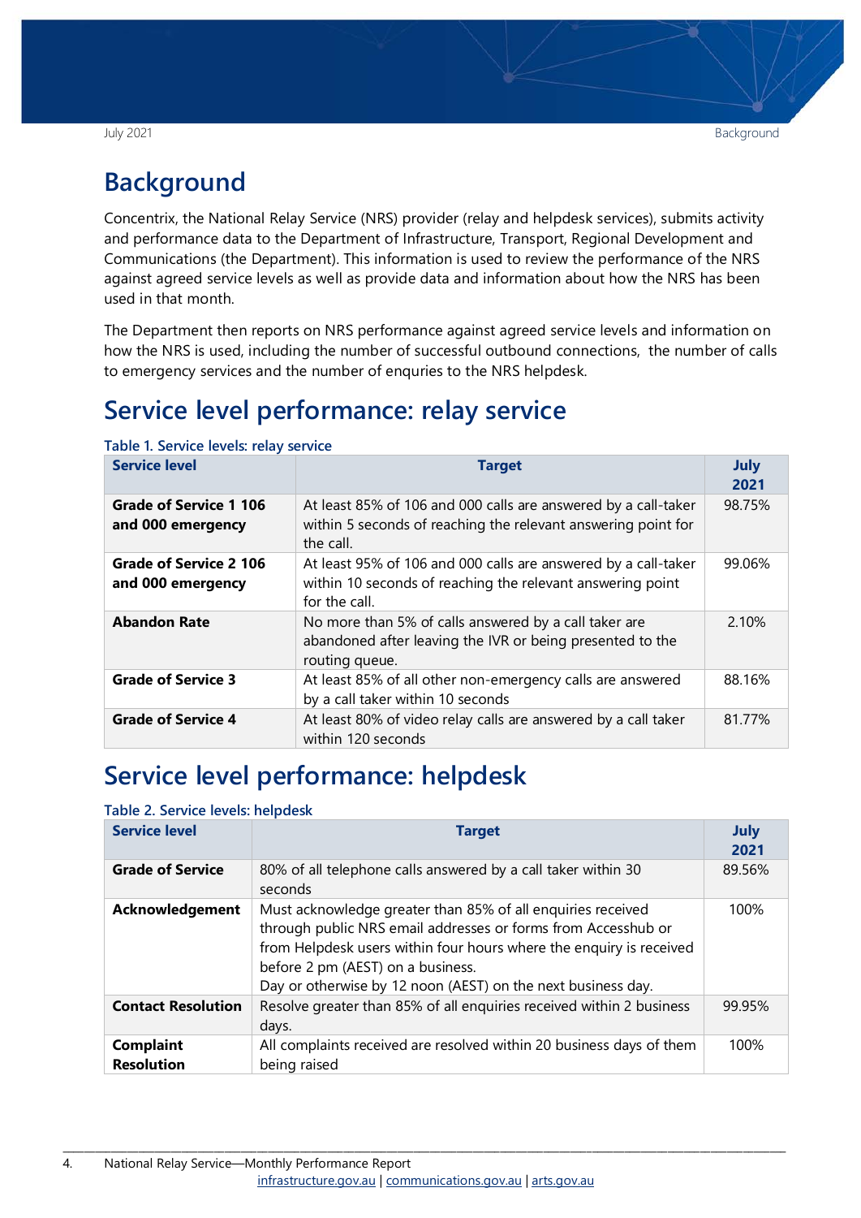# Background

Concentrix, the National Relay Service (NRS) provider (relay and helpdesk services), submits activity and performance data to the Department of Infrastructure, Transport, Regional Development and Communications (the Department). This information is used to review the performance of the NRS against agreed service levels as well as provide data and information about how the NRS has been used in that month.

The Department then reports on NRS performance against agreed service levels and information on how the NRS is used, including the number of successful outbound connections, the number of calls to emergency services and the number of enquries to the NRS helpdesk.

# Service level performance: relay service

**Table 1. Service levels: relay service**

| Service level | Target | July 2021 |
|---|---|---|
| **Grade of Service 1 106 and 000 emergency** | At least 85% of 106 and 000 calls are answered by a call-taker within 5 seconds of reaching the relevant answering point for the call. | 98.75% |
| **Grade of Service 2 106 and 000 emergency** | At least 95% of 106 and 000 calls are answered by a call-taker within 10 seconds of reaching the relevant answering point for the call. | 99.06% |
| **Abandon Rate** | No more than 5% of calls answered by a call taker are abandoned after leaving the IVR or being presented to the routing queue. | 2.10% |
| **Grade of Service 3** | At least 85% of all other non-emergency calls are answered by a call taker within 10 seconds | 88.16% |
| **Grade of Service 4** | At least 80% of video relay calls are answered by a call taker within 120 seconds | 81.77% |

# Service level performance: helpdesk

**Table 2. Service levels: helpdesk**

| Service level | Target | July 2021 |
|---|---|---|
| **Grade of Service** | 80% of all telephone calls answered by a call taker within 30 seconds | 89.56% |
| **Acknowledgement** | Must acknowledge greater than 85% of all enquiries received through public NRS email addresses or forms from Accesshub or from Helpdesk users within four hours where the enquiry is received before 2 pm (AEST) on a business. Day or otherwise by 12 noon (AEST) on the next business day. | 100% |
| **Contact Resolution** | Resolve greater than 85% of all enquiries received within 2 business days. | 99.95% |
| **Complaint Resolution** | All complaints received are resolved within 20 business days of them being raised | 100% |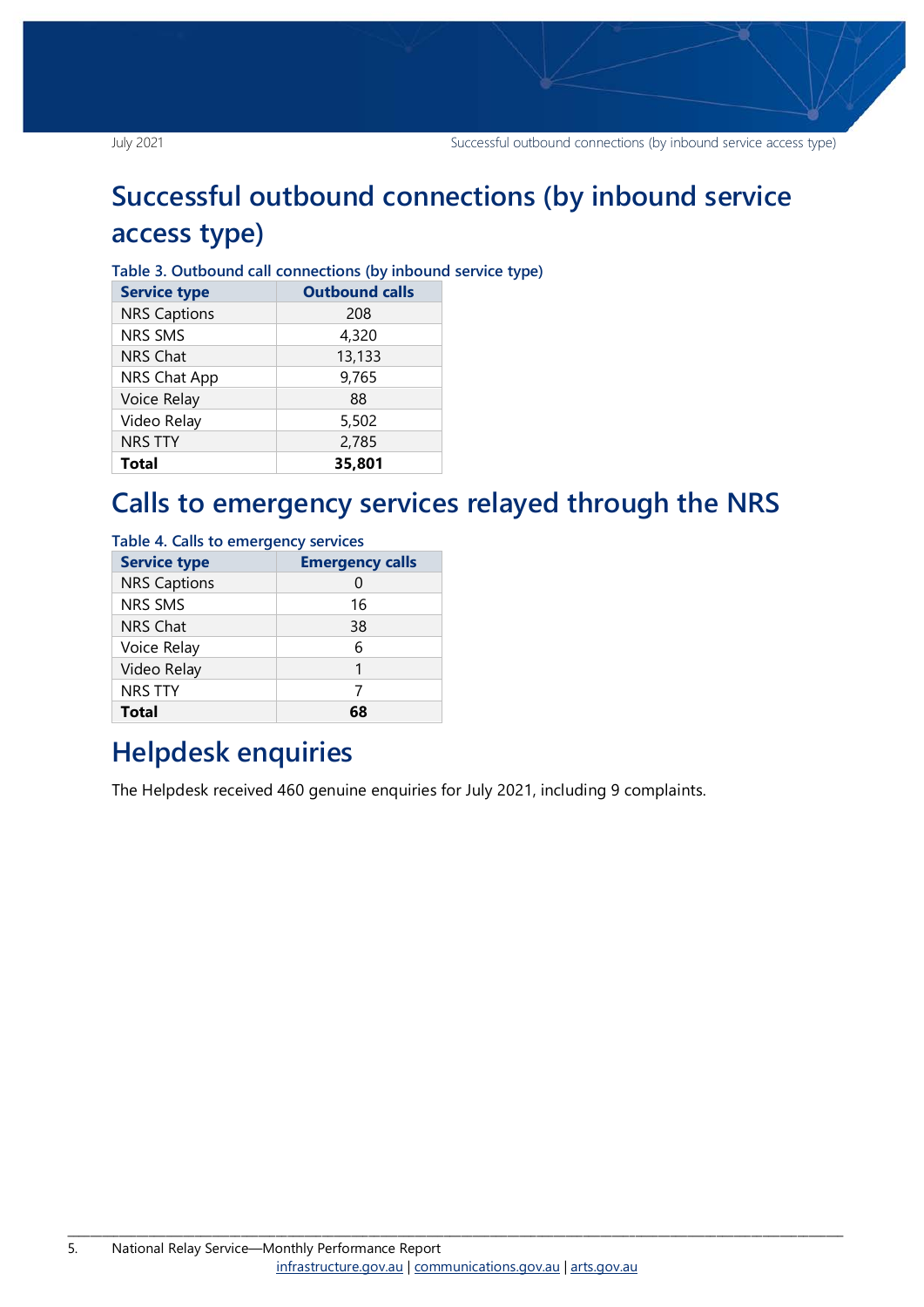# Successful outbound connections (by inbound service access type)

Table 3. Outbound call connections (by inbound service type)

| Service type | Outbound calls |
|---|---|
| NRS Captions | 208 |
| NRS SMS | 4,320 |
| NRS Chat | 13,133 |
| NRS Chat App | 9,765 |
| Voice Relay | 88 |
| Video Relay | 5,502 |
| NRS TTY | 2,785 |
| **Total** | **35,801** |

# Calls to emergency services relayed through the NRS

Table 4. Calls to emergency services

| Service type | Emergency calls |
|---|---|
| NRS Captions | 0 |
| NRS SMS | 16 |
| NRS Chat | 38 |
| Voice Relay | 6 |
| Video Relay | 1 |
| NRS TTY | 7 |
| **Total** | **68** |

# Helpdesk enquiries

The Helpdesk received 460 genuine enquiries for July 2021, including 9 complaints.